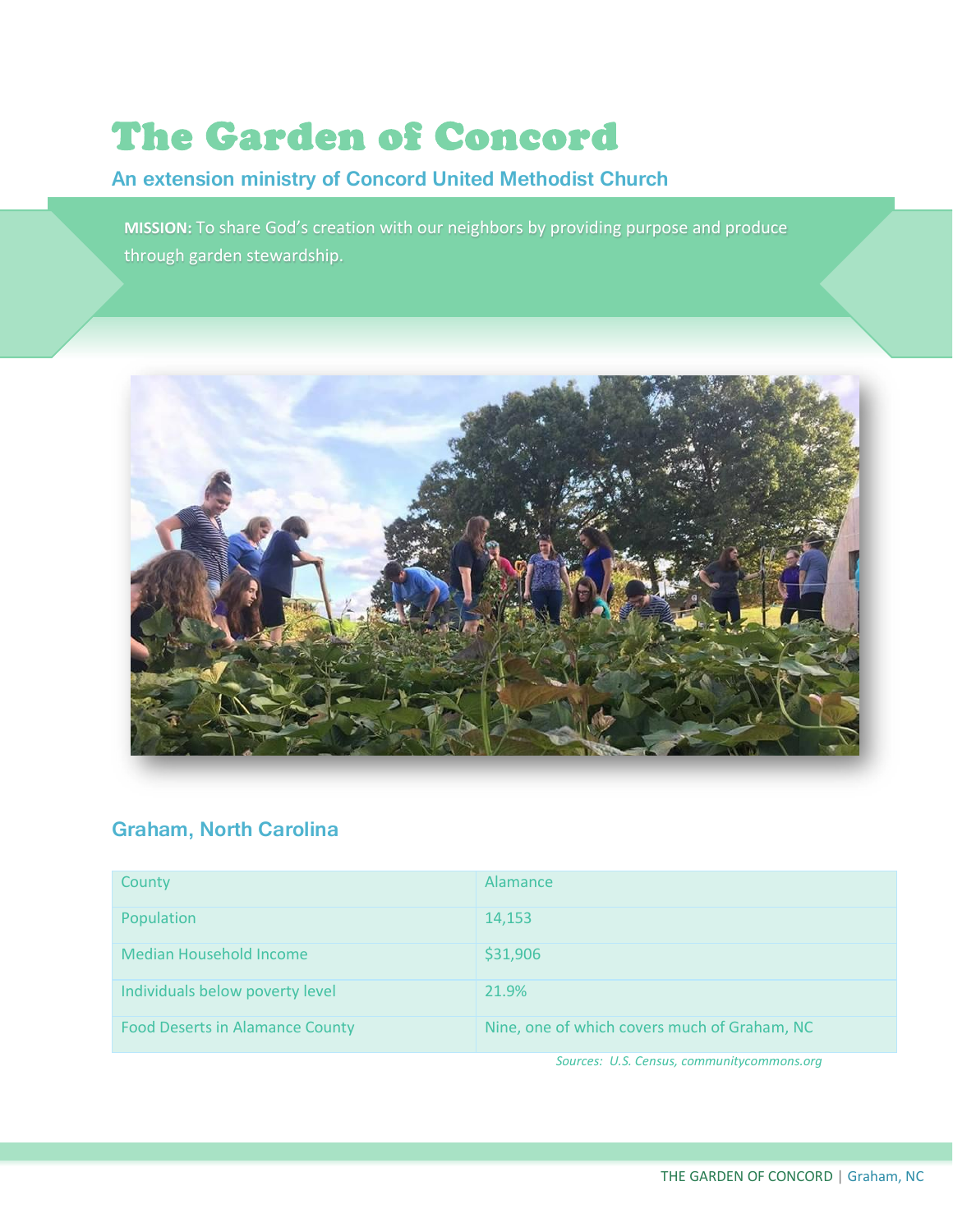# The Garden of Concord

### An extension ministry of Concord United Methodist Church

**MISSION:** To share God's creation with our neighbors by providing purpose and produce through garden stewardship.

## Graham, North Carolina

| County | Alamance |
| --- | --- |
| Population | 14,153 |
| Median Household Income | $31,906 |
| Individuals below poverty level | 21.9% |
| Food Deserts in Alamance County | Nine, one of which covers much of Graham, NC |

*Sources: U.S. Census, communitycommons.org*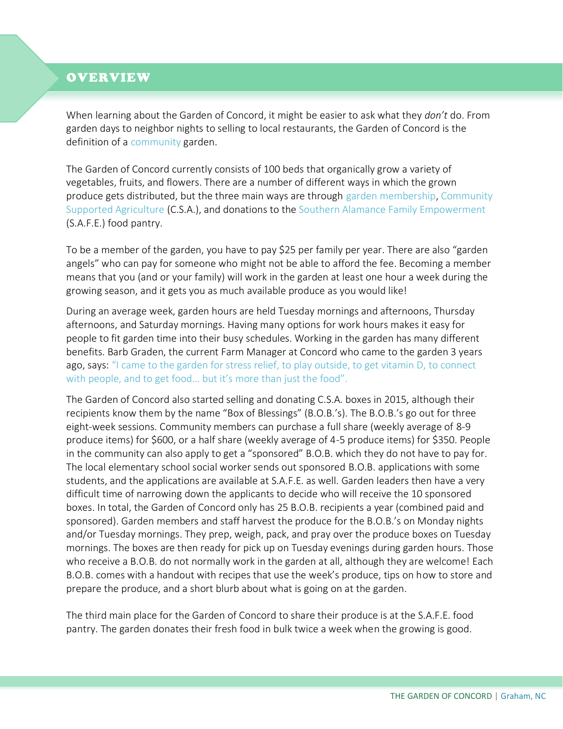## OVERVIEW

When learning about the Garden of Concord, it might be easier to ask what they *don't* do. From garden days to neighbor nights to selling to local restaurants, the Garden of Concord is the definition of a community garden.

The Garden of Concord currently consists of 100 beds that organically grow a variety of vegetables, fruits, and flowers. There are a number of different ways in which the grown produce gets distributed, but the three main ways are through garden membership, Community Supported Agriculture (C.S.A.), and donations to the Southern Alamance Family Empowerment (S.A.F.E.) food pantry.

To be a member of the garden, you have to pay $25 per family per year. There are also "garden angels" who can pay for someone who might not be able to afford the fee. Becoming a member means that you (and or your family) will work in the garden at least one hour a week during the growing season, and it gets you as much available produce as you would like!

During an average week, garden hours are held Tuesday mornings and afternoons, Thursday afternoons, and Saturday mornings. Having many options for work hours makes it easy for people to fit garden time into their busy schedules. Working in the garden has many different benefits. Barb Graden, the current Farm Manager at Concord who came to the garden 3 years ago, says: "I came to the garden for stress relief, to play outside, to get vitamin D, to connect with people, and to get food… but it's more than just the food".

The Garden of Concord also started selling and donating C.S.A. boxes in 2015, although their recipients know them by the name "Box of Blessings" (B.O.B.'s). The B.O.B.'s go out for three eight-week sessions. Community members can purchase a full share (weekly average of 8-9 produce items) for $600, or a half share (weekly average of 4-5 produce items) for $350. People in the community can also apply to get a "sponsored" B.O.B. which they do not have to pay for. The local elementary school social worker sends out sponsored B.O.B. applications with some students, and the applications are available at S.A.F.E. as well. Garden leaders then have a very difficult time of narrowing down the applicants to decide who will receive the 10 sponsored boxes. In total, the Garden of Concord only has 25 B.O.B. recipients a year (combined paid and sponsored). Garden members and staff harvest the produce for the B.O.B.'s on Monday nights and/or Tuesday mornings. They prep, weigh, pack, and pray over the produce boxes on Tuesday mornings. The boxes are then ready for pick up on Tuesday evenings during garden hours. Those who receive a B.O.B. do not normally work in the garden at all, although they are welcome! Each B.O.B. comes with a handout with recipes that use the week's produce, tips on how to store and prepare the produce, and a short blurb about what is going on at the garden.

The third main place for the Garden of Concord to share their produce is at the S.A.F.E. food pantry. The garden donates their fresh food in bulk twice a week when the growing is good.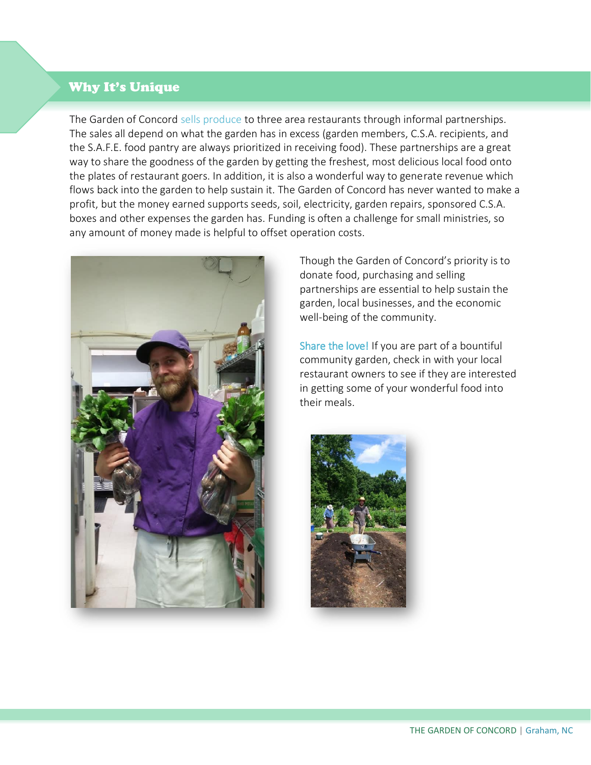## Why It's Unique

The Garden of Concord sells produce to three area restaurants through informal partnerships. The sales all depend on what the garden has in excess (garden members, C.S.A. recipients, and the S.A.F.E. food pantry are always prioritized in receiving food). These partnerships are a great way to share the goodness of the garden by getting the freshest, most delicious local food onto the plates of restaurant goers. In addition, it is also a wonderful way to generate revenue which flows back into the garden to help sustain it. The Garden of Concord has never wanted to make a profit, but the money earned supports seeds, soil, electricity, garden repairs, sponsored C.S.A. boxes and other expenses the garden has. Funding is often a challenge for small ministries, so any amount of money made is helpful to offset operation costs.

Though the Garden of Concord's priority is to donate food, purchasing and selling partnerships are essential to help sustain the garden, local businesses, and the economic well-being of the community.

Share the love! If you are part of a bountiful community garden, check in with your local restaurant owners to see if they are interested in getting some of your wonderful food into their meals.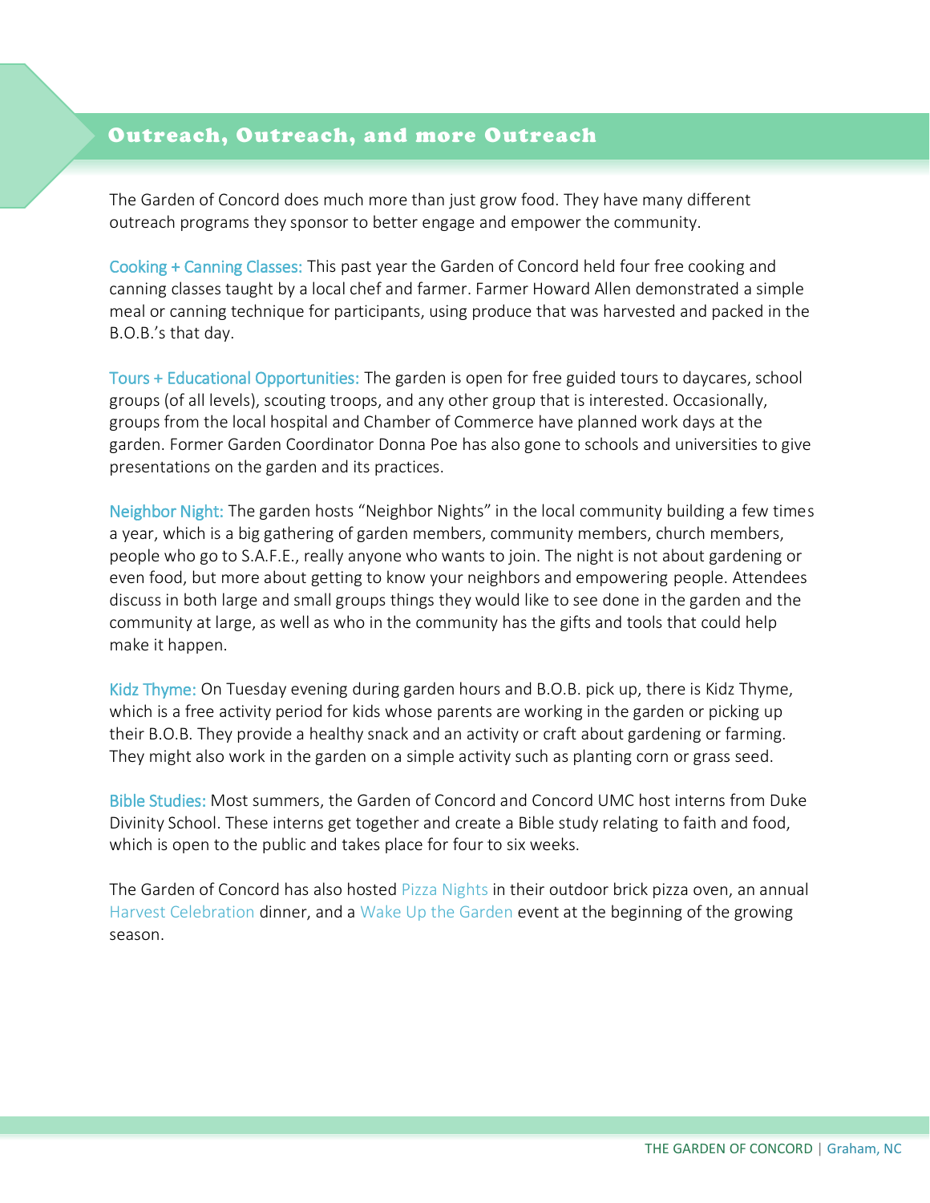## Outreach, Outreach, and more Outreach

The Garden of Concord does much more than just grow food. They have many different outreach programs they sponsor to better engage and empower the community.

**Cooking + Canning Classes:** This past year the Garden of Concord held four free cooking and canning classes taught by a local chef and farmer. Farmer Howard Allen demonstrated a simple meal or canning technique for participants, using produce that was harvested and packed in the B.O.B.'s that day.

**Tours + Educational Opportunities:** The garden is open for free guided tours to daycares, school groups (of all levels), scouting troops, and any other group that is interested. Occasionally, groups from the local hospital and Chamber of Commerce have planned work days at the garden. Former Garden Coordinator Donna Poe has also gone to schools and universities to give presentations on the garden and its practices.

**Neighbor Night:** The garden hosts "Neighbor Nights" in the local community building a few times a year, which is a big gathering of garden members, community members, church members, people who go to S.A.F.E., really anyone who wants to join. The night is not about gardening or even food, but more about getting to know your neighbors and empowering people. Attendees discuss in both large and small groups things they would like to see done in the garden and the community at large, as well as who in the community has the gifts and tools that could help make it happen.

**Kidz Thyme:** On Tuesday evening during garden hours and B.O.B. pick up, there is Kidz Thyme, which is a free activity period for kids whose parents are working in the garden or picking up their B.O.B. They provide a healthy snack and an activity or craft about gardening or farming. They might also work in the garden on a simple activity such as planting corn or grass seed.

**Bible Studies:** Most summers, the Garden of Concord and Concord UMC host interns from Duke Divinity School. These interns get together and create a Bible study relating to faith and food, which is open to the public and takes place for four to six weeks.

The Garden of Concord has also hosted Pizza Nights in their outdoor brick pizza oven, an annual Harvest Celebration dinner, and a Wake Up the Garden event at the beginning of the growing season.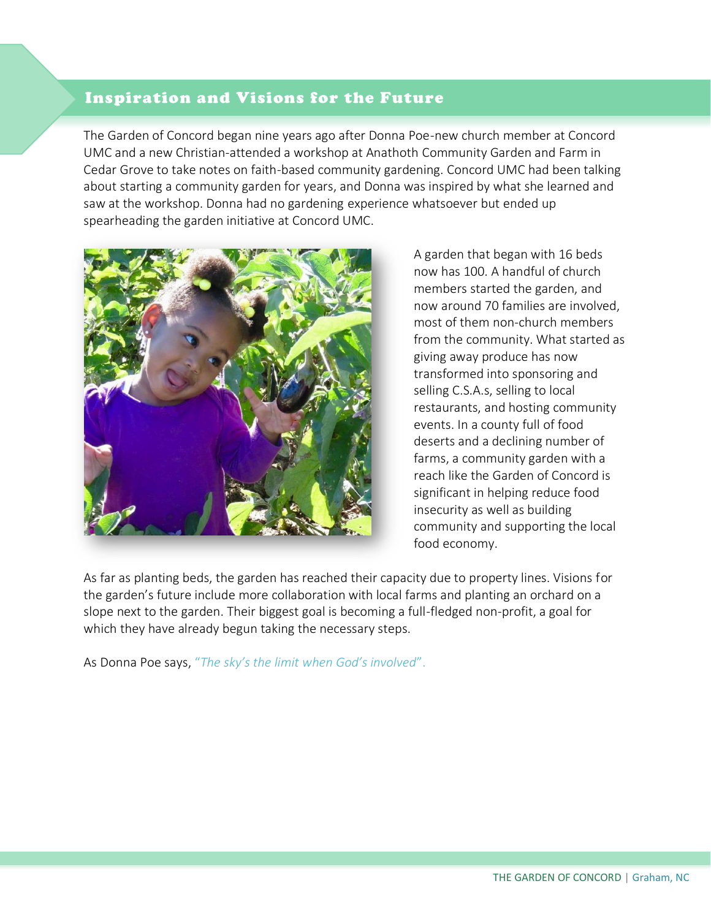## Inspiration and Visions for the Future

The Garden of Concord began nine years ago after Donna Poe-new church member at Concord UMC and a new Christian-attended a workshop at Anathoth Community Garden and Farm in Cedar Grove to take notes on faith-based community gardening. Concord UMC had been talking about starting a community garden for years, and Donna was inspired by what she learned and saw at the workshop. Donna had no gardening experience whatsoever but ended up spearheading the garden initiative at Concord UMC.

A garden that began with 16 beds now has 100. A handful of church members started the garden, and now around 70 families are involved, most of them non-church members from the community. What started as giving away produce has now transformed into sponsoring and selling C.S.A.s, selling to local restaurants, and hosting community events. In a county full of food deserts and a declining number of farms, a community garden with a reach like the Garden of Concord is significant in helping reduce food insecurity as well as building community and supporting the local food economy.

As far as planting beds, the garden has reached their capacity due to property lines. Visions for the garden's future include more collaboration with local farms and planting an orchard on a slope next to the garden. Their biggest goal is becoming a full-fledged non-profit, a goal for which they have already begun taking the necessary steps.

As Donna Poe says, *"The sky's the limit when God's involved".*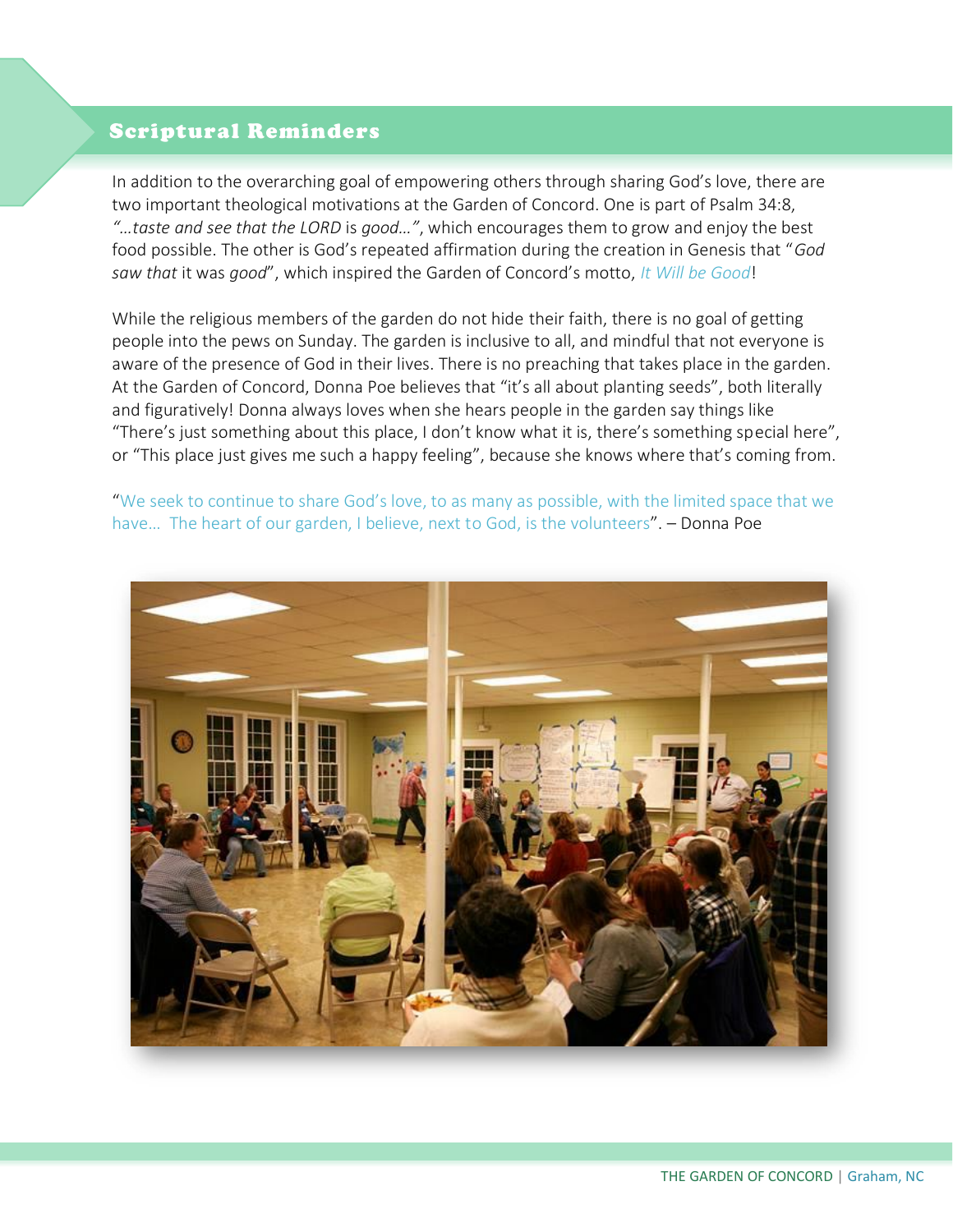## Scriptural Reminders

In addition to the overarching goal of empowering others through sharing God's love, there are two important theological motivations at the Garden of Concord. One is part of Psalm 34:8, *"…taste and see that the LORD* is *good…"*, which encourages them to grow and enjoy the best food possible. The other is God's repeated affirmation during the creation in Genesis that "*God saw that* it was *good*", which inspired the Garden of Concord's motto, *It Will be Good*!

While the religious members of the garden do not hide their faith, there is no goal of getting people into the pews on Sunday. The garden is inclusive to all, and mindful that not everyone is aware of the presence of God in their lives. There is no preaching that takes place in the garden. At the Garden of Concord, Donna Poe believes that "it's all about planting seeds", both literally and figuratively! Donna always loves when she hears people in the garden say things like "There's just something about this place, I don't know what it is, there's something special here", or "This place just gives me such a happy feeling", because she knows where that's coming from.

"We seek to continue to share God's love, to as many as possible, with the limited space that we have… The heart of our garden, I believe, next to God, is the volunteers". – Donna Poe